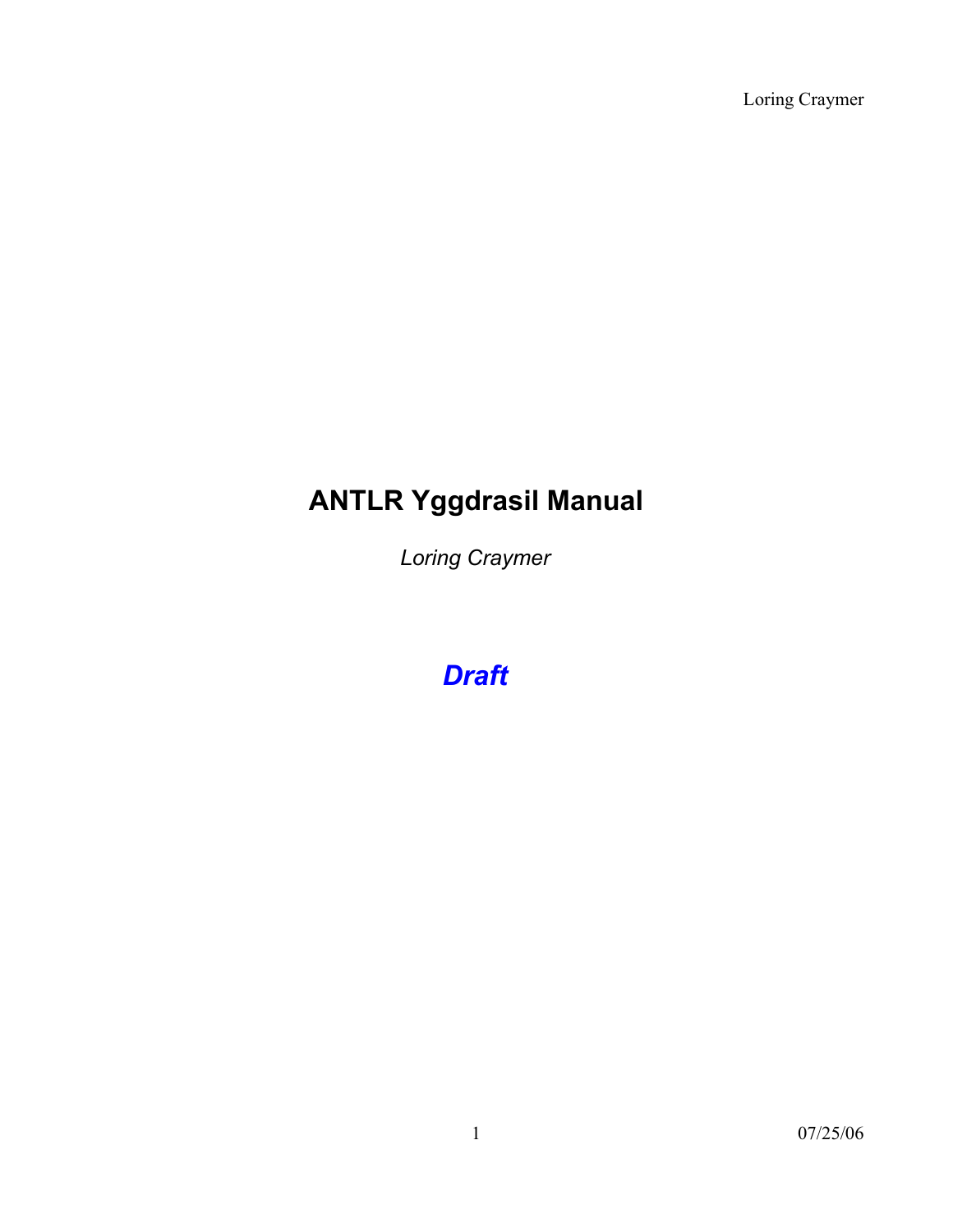# ANTLR Yggdrasil Manual

*Loring Craymer*

***Draft***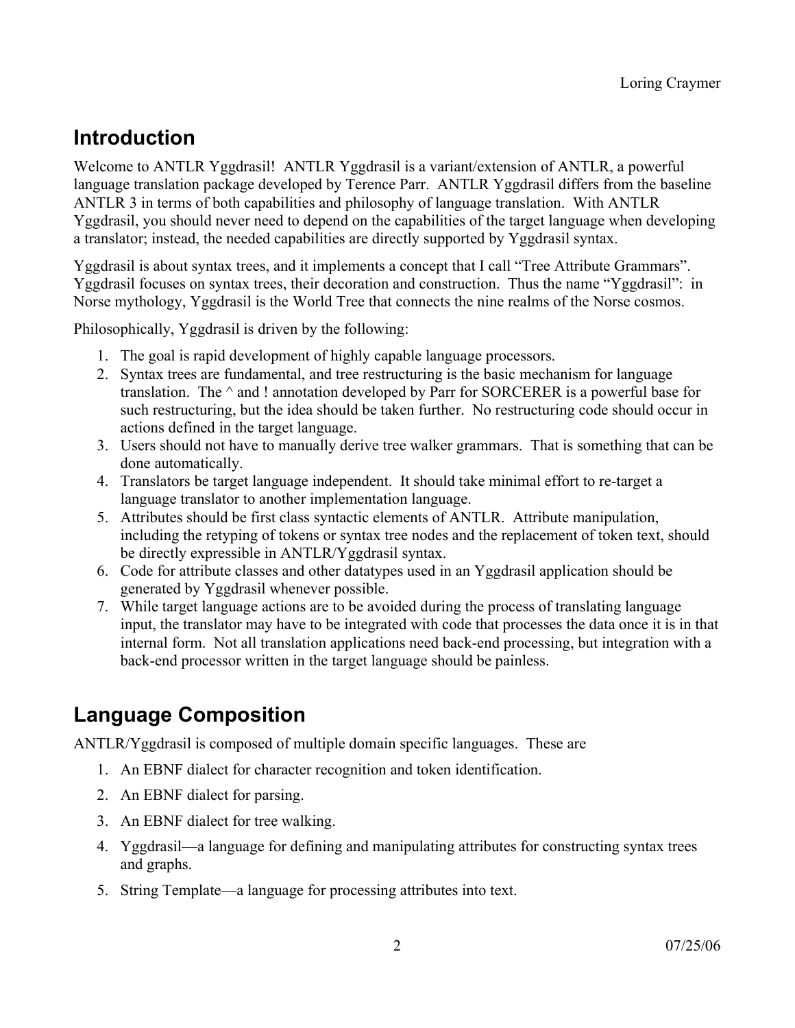## Introduction

Welcome to ANTLR Yggdrasil! ANTLR Yggdrasil is a variant/extension of ANTLR, a powerful language translation package developed by Terence Parr. ANTLR Yggdrasil differs from the baseline ANTLR 3 in terms of both capabilities and philosophy of language translation. With ANTLR Yggdrasil, you should never need to depend on the capabilities of the target language when developing a translator; instead, the needed capabilities are directly supported by Yggdrasil syntax.

Yggdrasil is about syntax trees, and it implements a concept that I call "Tree Attribute Grammars". Yggdrasil focuses on syntax trees, their decoration and construction. Thus the name "Yggdrasil": in Norse mythology, Yggdrasil is the World Tree that connects the nine realms of the Norse cosmos.

Philosophically, Yggdrasil is driven by the following:

1. The goal is rapid development of highly capable language processors.
2. Syntax trees are fundamental, and tree restructuring is the basic mechanism for language translation. The ^ and ! annotation developed by Parr for SORCERER is a powerful base for such restructuring, but the idea should be taken further. No restructuring code should occur in actions defined in the target language.
3. Users should not have to manually derive tree walker grammars. That is something that can be done automatically.
4. Translators be target language independent. It should take minimal effort to re-target a language translator to another implementation language.
5. Attributes should be first class syntactic elements of ANTLR. Attribute manipulation, including the retyping of tokens or syntax tree nodes and the replacement of token text, should be directly expressible in ANTLR/Yggdrasil syntax.
6. Code for attribute classes and other datatypes used in an Yggdrasil application should be generated by Yggdrasil whenever possible.
7. While target language actions are to be avoided during the process of translating language input, the translator may have to be integrated with code that processes the data once it is in that internal form. Not all translation applications need back-end processing, but integration with a back-end processor written in the target language should be painless.

## Language Composition

ANTLR/Yggdrasil is composed of multiple domain specific languages. These are

1. An EBNF dialect for character recognition and token identification.
2. An EBNF dialect for parsing.
3. An EBNF dialect for tree walking.
4. Yggdrasil—a language for defining and manipulating attributes for constructing syntax trees and graphs.
5. String Template—a language for processing attributes into text.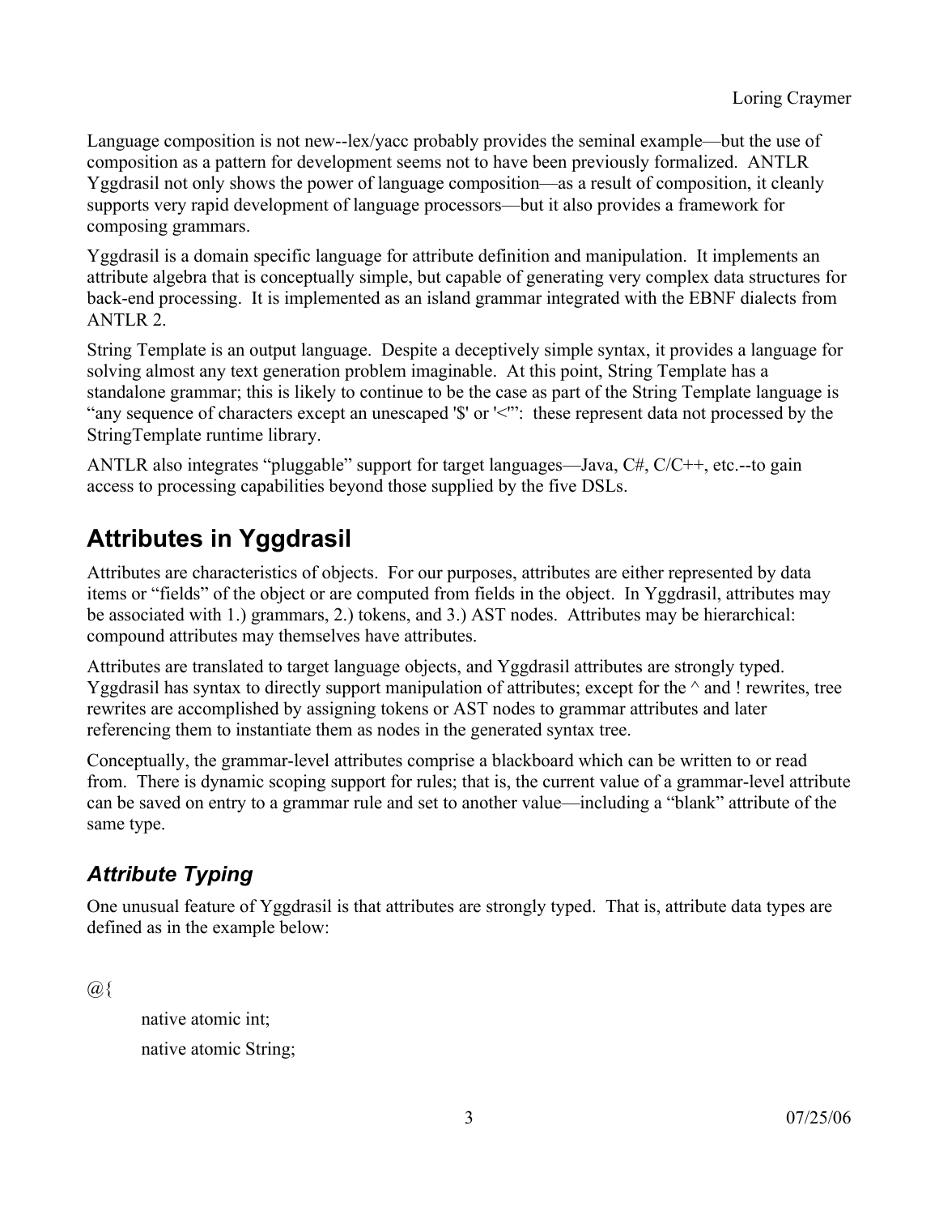Language composition is not new--lex/yacc probably provides the seminal example—but the use of composition as a pattern for development seems not to have been previously formalized. ANTLR Yggdrasil not only shows the power of language composition—as a result of composition, it cleanly supports very rapid development of language processors—but it also provides a framework for composing grammars.

Yggdrasil is a domain specific language for attribute definition and manipulation. It implements an attribute algebra that is conceptually simple, but capable of generating very complex data structures for back-end processing. It is implemented as an island grammar integrated with the EBNF dialects from ANTLR 2.

String Template is an output language. Despite a deceptively simple syntax, it provides a language for solving almost any text generation problem imaginable. At this point, String Template has a standalone grammar; this is likely to continue to be the case as part of the String Template language is "any sequence of characters except an unescaped '$' or '<'": these represent data not processed by the StringTemplate runtime library.

ANTLR also integrates "pluggable" support for target languages—Java, C#, C/C++, etc.--to gain access to processing capabilities beyond those supplied by the five DSLs.

# Attributes in Yggdrasil

Attributes are characteristics of objects. For our purposes, attributes are either represented by data items or "fields" of the object or are computed from fields in the object. In Yggdrasil, attributes may be associated with 1.) grammars, 2.) tokens, and 3.) AST nodes. Attributes may be hierarchical: compound attributes may themselves have attributes.

Attributes are translated to target language objects, and Yggdrasil attributes are strongly typed. Yggdrasil has syntax to directly support manipulation of attributes; except for the ^ and ! rewrites, tree rewrites are accomplished by assigning tokens or AST nodes to grammar attributes and later referencing them to instantiate them as nodes in the generated syntax tree.

Conceptually, the grammar-level attributes comprise a blackboard which can be written to or read from. There is dynamic scoping support for rules; that is, the current value of a grammar-level attribute can be saved on entry to a grammar rule and set to another value—including a "blank" attribute of the same type.

## *Attribute Typing*

One unusual feature of Yggdrasil is that attributes are strongly typed. That is, attribute data types are defined as in the example below:

```
@{
    native atomic int;
    native atomic String;
```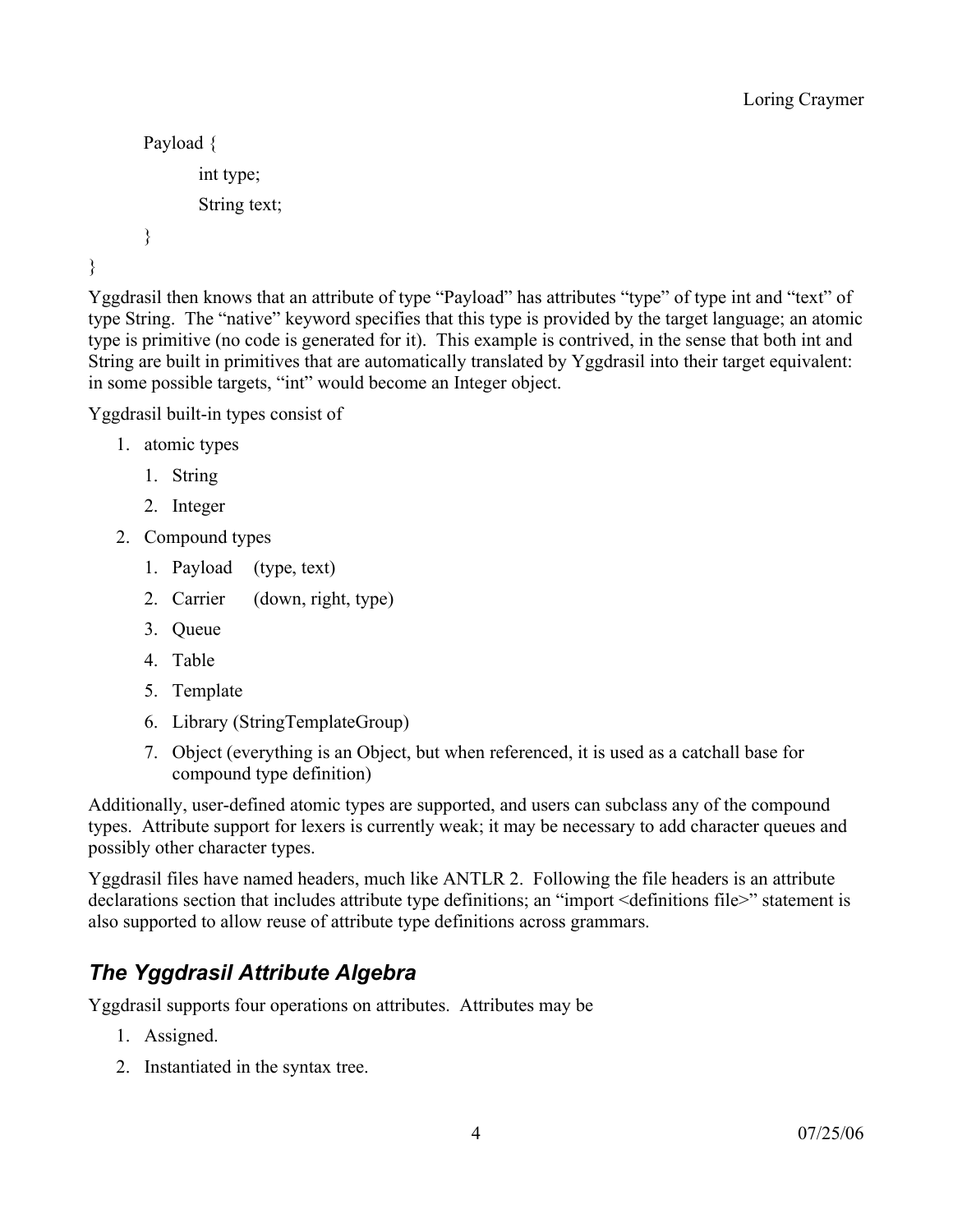```
    Payload {
        int type;
        String text;
    }
}
```

Yggdrasil then knows that an attribute of type "Payload" has attributes "type" of type int and "text" of type String. The "native" keyword specifies that this type is provided by the target language; an atomic type is primitive (no code is generated for it). This example is contrived, in the sense that both int and String are built in primitives that are automatically translated by Yggdrasil into their target equivalent: in some possible targets, "int" would become an Integer object.

Yggdrasil built-in types consist of

1. atomic types
    1. String
    2. Integer
2. Compound types
    1. Payload (type, text)
    2. Carrier (down, right, type)
    3. Queue
    4. Table
    5. Template
    6. Library (StringTemplateGroup)
    7. Object (everything is an Object, but when referenced, it is used as a catchall base for compound type definition)

Additionally, user-defined atomic types are supported, and users can subclass any of the compound types. Attribute support for lexers is currently weak; it may be necessary to add character queues and possibly other character types.

Yggdrasil files have named headers, much like ANTLR 2. Following the file headers is an attribute declarations section that includes attribute type definitions; an "import <definitions file>" statement is also supported to allow reuse of attribute type definitions across grammars.

## *The Yggdrasil Attribute Algebra*

Yggdrasil supports four operations on attributes. Attributes may be

1. Assigned.
2. Instantiated in the syntax tree.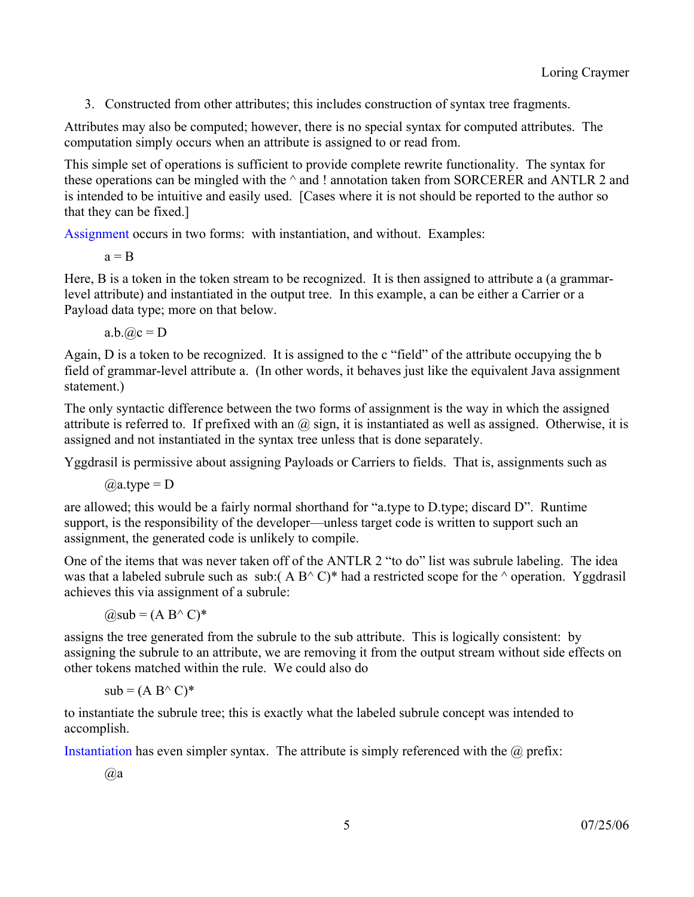3. Constructed from other attributes; this includes construction of syntax tree fragments.

Attributes may also be computed; however, there is no special syntax for computed attributes. The computation simply occurs when an attribute is assigned to or read from.

This simple set of operations is sufficient to provide complete rewrite functionality. The syntax for these operations can be mingled with the ^ and ! annotation taken from SORCERER and ANTLR 2 and is intended to be intuitive and easily used. [Cases where it is not should be reported to the author so that they can be fixed.]

Assignment occurs in two forms: with instantiation, and without. Examples:

```
a = B
```

Here, B is a token in the token stream to be recognized. It is then assigned to attribute a (a grammar-level attribute) and instantiated in the output tree. In this example, a can be either a Carrier or a Payload data type; more on that below.

```
a.b.@c = D
```

Again, D is a token to be recognized. It is assigned to the c "field" of the attribute occupying the b field of grammar-level attribute a. (In other words, it behaves just like the equivalent Java assignment statement.)

The only syntactic difference between the two forms of assignment is the way in which the assigned attribute is referred to. If prefixed with an @ sign, it is instantiated as well as assigned. Otherwise, it is assigned and not instantiated in the syntax tree unless that is done separately.

Yggdrasil is permissive about assigning Payloads or Carriers to fields. That is, assignments such as

```
@a.type = D
```

are allowed; this would be a fairly normal shorthand for "a.type to D.type; discard D". Runtime support, is the responsibility of the developer—unless target code is written to support such an assignment, the generated code is unlikely to compile.

One of the items that was never taken off of the ANTLR 2 "to do" list was subrule labeling. The idea was that a labeled subrule such as sub:( A B^ C)* had a restricted scope for the ^ operation. Yggdrasil achieves this via assignment of a subrule:

```
@sub = (A B^ C)*
```

assigns the tree generated from the subrule to the sub attribute. This is logically consistent: by assigning the subrule to an attribute, we are removing it from the output stream without side effects on other tokens matched within the rule. We could also do

```
sub = (A B^ C)*
```

to instantiate the subrule tree; this is exactly what the labeled subrule concept was intended to accomplish.

Instantiation has even simpler syntax. The attribute is simply referenced with the @ prefix:

```
@a
```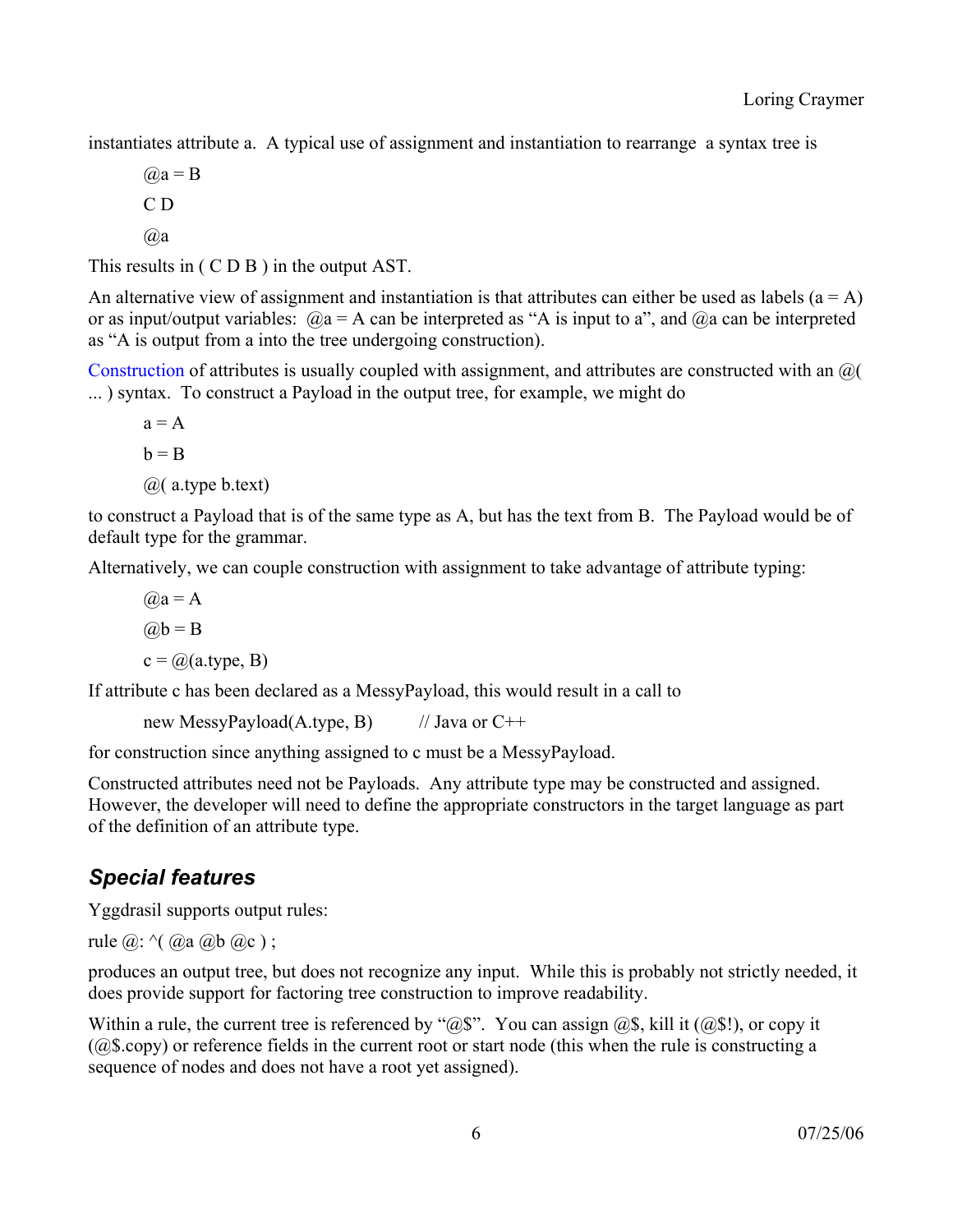instantiates attribute a. A typical use of assignment and instantiation to rearrange a syntax tree is

```
@a = B
C D
@a
```

This results in ( C D B ) in the output AST.

An alternative view of assignment and instantiation is that attributes can either be used as labels (a = A) or as input/output variables: @a = A can be interpreted as "A is input to a", and @a can be interpreted as "A is output from a into the tree undergoing construction).

Construction of attributes is usually coupled with assignment, and attributes are constructed with an @( ... ) syntax. To construct a Payload in the output tree, for example, we might do

```
a = A
b = B
@( a.type b.text)
```

to construct a Payload that is of the same type as A, but has the text from B. The Payload would be of default type for the grammar.

Alternatively, we can couple construction with assignment to take advantage of attribute typing:

```
@a = A
@b = B
c = @(a.type, B)
```

If attribute c has been declared as a MessyPayload, this would result in a call to

```
new MessyPayload(A.type, B)        // Java or C++
```

for construction since anything assigned to c must be a MessyPayload.

Constructed attributes need not be Payloads. Any attribute type may be constructed and assigned. However, the developer will need to define the appropriate constructors in the target language as part of the definition of an attribute type.

## *Special features*

Yggdrasil supports output rules:

```
rule @: ^( @a @b @c ) ;
```

produces an output tree, but does not recognize any input. While this is probably not strictly needed, it does provide support for factoring tree construction to improve readability.

Within a rule, the current tree is referenced by "@$". You can assign @$, kill it (@$!), or copy it (@$.copy) or reference fields in the current root or start node (this when the rule is constructing a sequence of nodes and does not have a root yet assigned).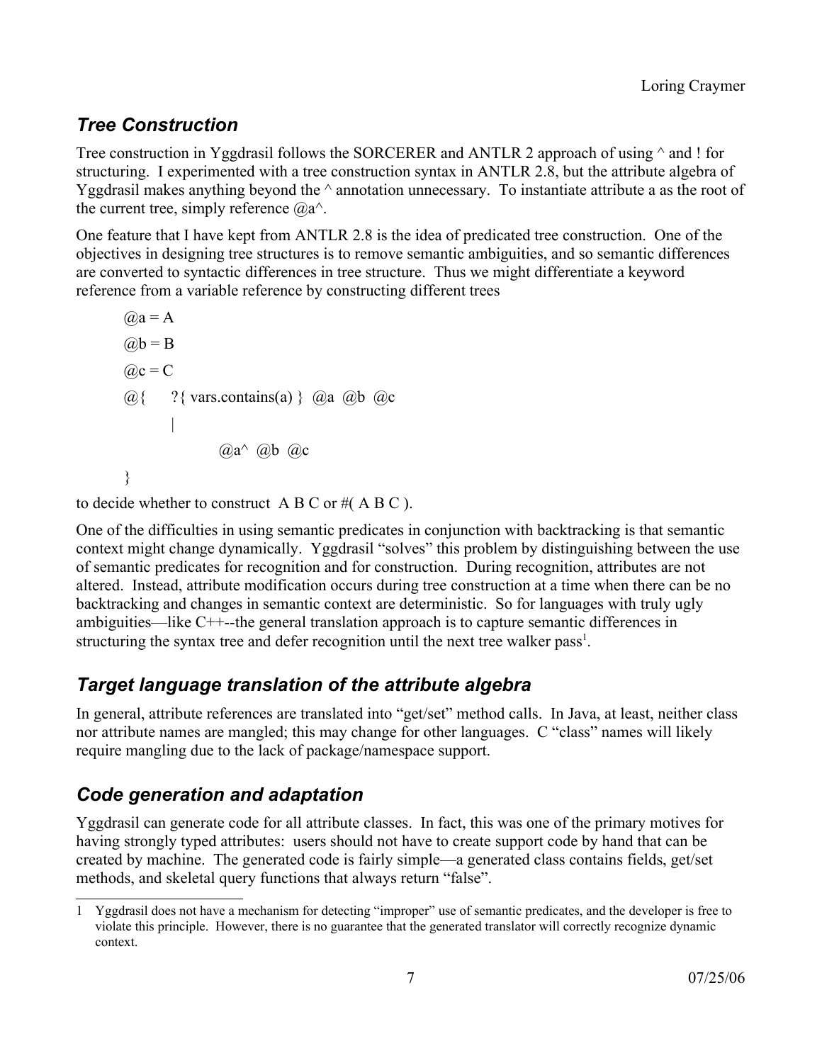## Tree Construction

Tree construction in Yggdrasil follows the SORCERER and ANTLR 2 approach of using ^ and ! for structuring. I experimented with a tree construction syntax in ANTLR 2.8, but the attribute algebra of Yggdrasil makes anything beyond the ^ annotation unnecessary. To instantiate attribute a as the root of the current tree, simply reference @a^.

One feature that I have kept from ANTLR 2.8 is the idea of predicated tree construction. One of the objectives in designing tree structures is to remove semantic ambiguities, and so semantic differences are converted to syntactic differences in tree structure. Thus we might differentiate a keyword reference from a variable reference by constructing different trees

```
@a = A
@b = B
@c = C
@{    ?{ vars.contains(a) }  @a  @b  @c
      |
            @a^  @b  @c
}
```

to decide whether to construct A B C or #( A B C ).

One of the difficulties in using semantic predicates in conjunction with backtracking is that semantic context might change dynamically. Yggdrasil "solves" this problem by distinguishing between the use of semantic predicates for recognition and for construction. During recognition, attributes are not altered. Instead, attribute modification occurs during tree construction at a time when there can be no backtracking and changes in semantic context are deterministic. So for languages with truly ugly ambiguities—like C++--the general translation approach is to capture semantic differences in structuring the syntax tree and defer recognition until the next tree walker pass[1].

## Target language translation of the attribute algebra

In general, attribute references are translated into "get/set" method calls. In Java, at least, neither class nor attribute names are mangled; this may change for other languages. C "class" names will likely require mangling due to the lack of package/namespace support.

## Code generation and adaptation

Yggdrasil can generate code for all attribute classes. In fact, this was one of the primary motives for having strongly typed attributes: users should not have to create support code by hand that can be created by machine. The generated code is fairly simple—a generated class contains fields, get/set methods, and skeletal query functions that always return "false".

---

1 Yggdrasil does not have a mechanism for detecting "improper" use of semantic predicates, and the developer is free to violate this principle. However, there is no guarantee that the generated translator will correctly recognize dynamic context.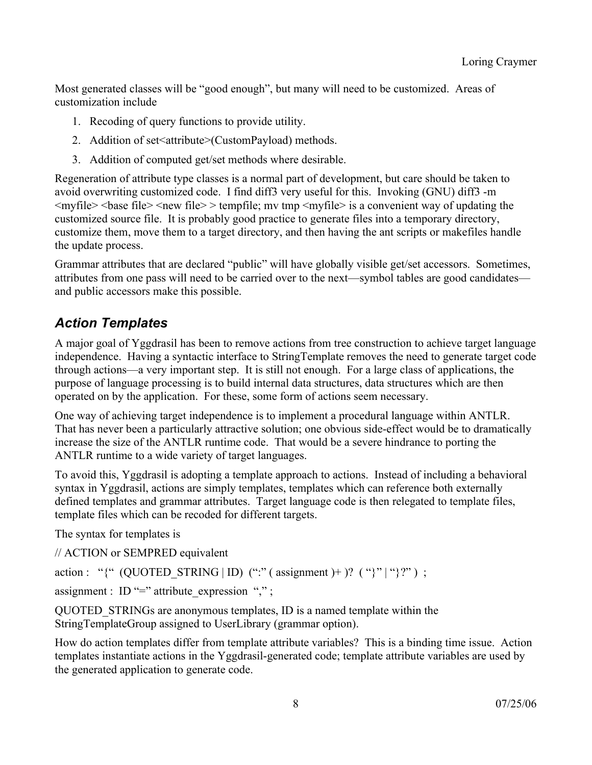Most generated classes will be "good enough", but many will need to be customized. Areas of customization include

1. Recoding of query functions to provide utility.
2. Addition of set<attribute>(CustomPayload) methods.
3. Addition of computed get/set methods where desirable.

Regeneration of attribute type classes is a normal part of development, but care should be taken to avoid overwriting customized code. I find diff3 very useful for this. Invoking (GNU) diff3 -m <myfile> <base file> <new file> > tempfile; mv tmp <myfile> is a convenient way of updating the customized source file. It is probably good practice to generate files into a temporary directory, customize them, move them to a target directory, and then having the ant scripts or makefiles handle the update process.

Grammar attributes that are declared "public" will have globally visible get/set accessors. Sometimes, attributes from one pass will need to be carried over to the next—symbol tables are good candidates—and public accessors make this possible.

## *Action Templates*

A major goal of Yggdrasil has been to remove actions from tree construction to achieve target language independence. Having a syntactic interface to StringTemplate removes the need to generate target code through actions—a very important step. It is still not enough. For a large class of applications, the purpose of language processing is to build internal data structures, data structures which are then operated on by the application. For these, some form of actions seem necessary.

One way of achieving target independence is to implement a procedural language within ANTLR. That has never been a particularly attractive solution; one obvious side-effect would be to dramatically increase the size of the ANTLR runtime code. That would be a severe hindrance to porting the ANTLR runtime to a wide variety of target languages.

To avoid this, Yggdrasil is adopting a template approach to actions. Instead of including a behavioral syntax in Yggdrasil, actions are simply templates, templates which can reference both externally defined templates and grammar attributes. Target language code is then relegated to template files, template files which can be recoded for different targets.

The syntax for templates is

// ACTION or SEMPRED equivalent

action : "{" (QUOTED_STRING | ID) (":" ( assignment )+ )? ( "}" | "}?" ) ;

assignment : ID "=" attribute_expression "," ;

QUOTED_STRINGs are anonymous templates, ID is a named template within the StringTemplateGroup assigned to UserLibrary (grammar option).

How do action templates differ from template attribute variables? This is a binding time issue. Action templates instantiate actions in the Yggdrasil-generated code; template attribute variables are used by the generated application to generate code.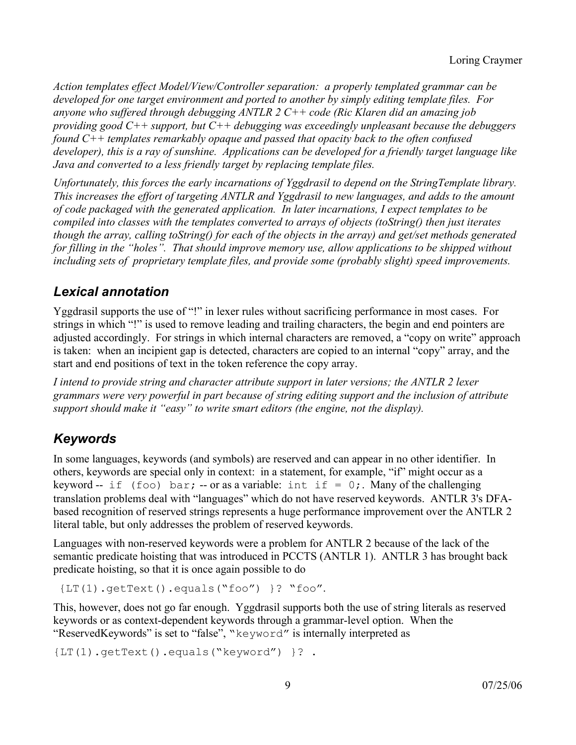*Action templates effect Model/View/Controller separation: a properly templated grammar can be developed for one target environment and ported to another by simply editing template files. For anyone who suffered through debugging ANTLR 2 C++ code (Ric Klaren did an amazing job providing good C++ support, but C++ debugging was exceedingly unpleasant because the debuggers found C++ templates remarkably opaque and passed that opacity back to the often confused developer), this is a ray of sunshine. Applications can be developed for a friendly target language like Java and converted to a less friendly target by replacing template files.*

*Unfortunately, this forces the early incarnations of Yggdrasil to depend on the StringTemplate library. This increases the effort of targeting ANTLR and Yggdrasil to new languages, and adds to the amount of code packaged with the generated application. In later incarnations, I expect templates to be compiled into classes with the templates converted to arrays of objects (toString() then just iterates though the array, calling toString() for each of the objects in the array) and get/set methods generated for filling in the "holes". That should improve memory use, allow applications to be shipped without including sets of proprietary template files, and provide some (probably slight) speed improvements.*

## Lexical annotation

Yggdrasil supports the use of "!" in lexer rules without sacrificing performance in most cases. For strings in which "!" is used to remove leading and trailing characters, the begin and end pointers are adjusted accordingly. For strings in which internal characters are removed, a "copy on write" approach is taken: when an incipient gap is detected, characters are copied to an internal "copy" array, and the start and end positions of text in the token reference the copy array.

*I intend to provide string and character attribute support in later versions; the ANTLR 2 lexer grammars were very powerful in part because of string editing support and the inclusion of attribute support should make it "easy" to write smart editors (the engine, not the display).*

## Keywords

In some languages, keywords (and symbols) are reserved and can appear in no other identifier. In others, keywords are special only in context: in a statement, for example, "if" might occur as a keyword -- `if (foo) bar;` -- or as a variable: `int if = 0;`. Many of the challenging translation problems deal with "languages" which do not have reserved keywords. ANTLR 3's DFA-based recognition of reserved strings represents a huge performance improvement over the ANTLR 2 literal table, but only addresses the problem of reserved keywords.

Languages with non-reserved keywords were a problem for ANTLR 2 because of the lack of the semantic predicate hoisting that was introduced in PCCTS (ANTLR 1). ANTLR 3 has brought back predicate hoisting, so that it is once again possible to do

```
{LT(1).getText().equals("foo") }? "foo".
```

This, however, does not go far enough. Yggdrasil supports both the use of string literals as reserved keywords or as context-dependent keywords through a grammar-level option. When the "ReservedKeywords" is set to "false", `"keyword"` is internally interpreted as

```
{LT(1).getText().equals("keyword") }? .
```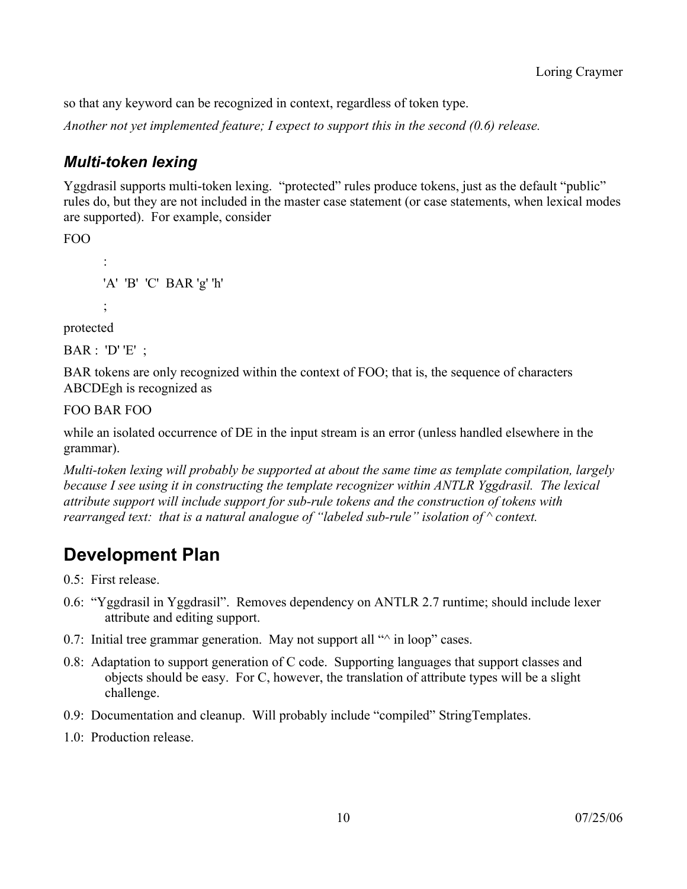so that any keyword can be recognized in context, regardless of token type.

*Another not yet implemented feature; I expect to support this in the second (0.6) release.*

### *Multi-token lexing*

Yggdrasil supports multi-token lexing. “protected” rules produce tokens, just as the default “public” rules do, but they are not included in the master case statement (or case statements, when lexical modes are supported). For example, consider

```
FOO
    :
    'A'  'B'  'C'  BAR 'g' 'h'
    ;
protected
BAR :  'D' 'E'  ;
```

BAR tokens are only recognized within the context of FOO; that is, the sequence of characters ABCDEgh is recognized as

FOO BAR FOO

while an isolated occurrence of DE in the input stream is an error (unless handled elsewhere in the grammar).

*Multi-token lexing will probably be supported at about the same time as template compilation, largely because I see using it in constructing the template recognizer within ANTLR Yggdrasil. The lexical attribute support will include support for sub-rule tokens and the construction of tokens with rearranged text: that is a natural analogue of “labeled sub-rule” isolation of ^ context.*

## Development Plan

0.5: First release.

0.6: “Yggdrasil in Yggdrasil”. Removes dependency on ANTLR 2.7 runtime; should include lexer attribute and editing support.

0.7: Initial tree grammar generation. May not support all “^ in loop” cases.

0.8: Adaptation to support generation of C code. Supporting languages that support classes and objects should be easy. For C, however, the translation of attribute types will be a slight challenge.

0.9: Documentation and cleanup. Will probably include “compiled” StringTemplates.

1.0: Production release.